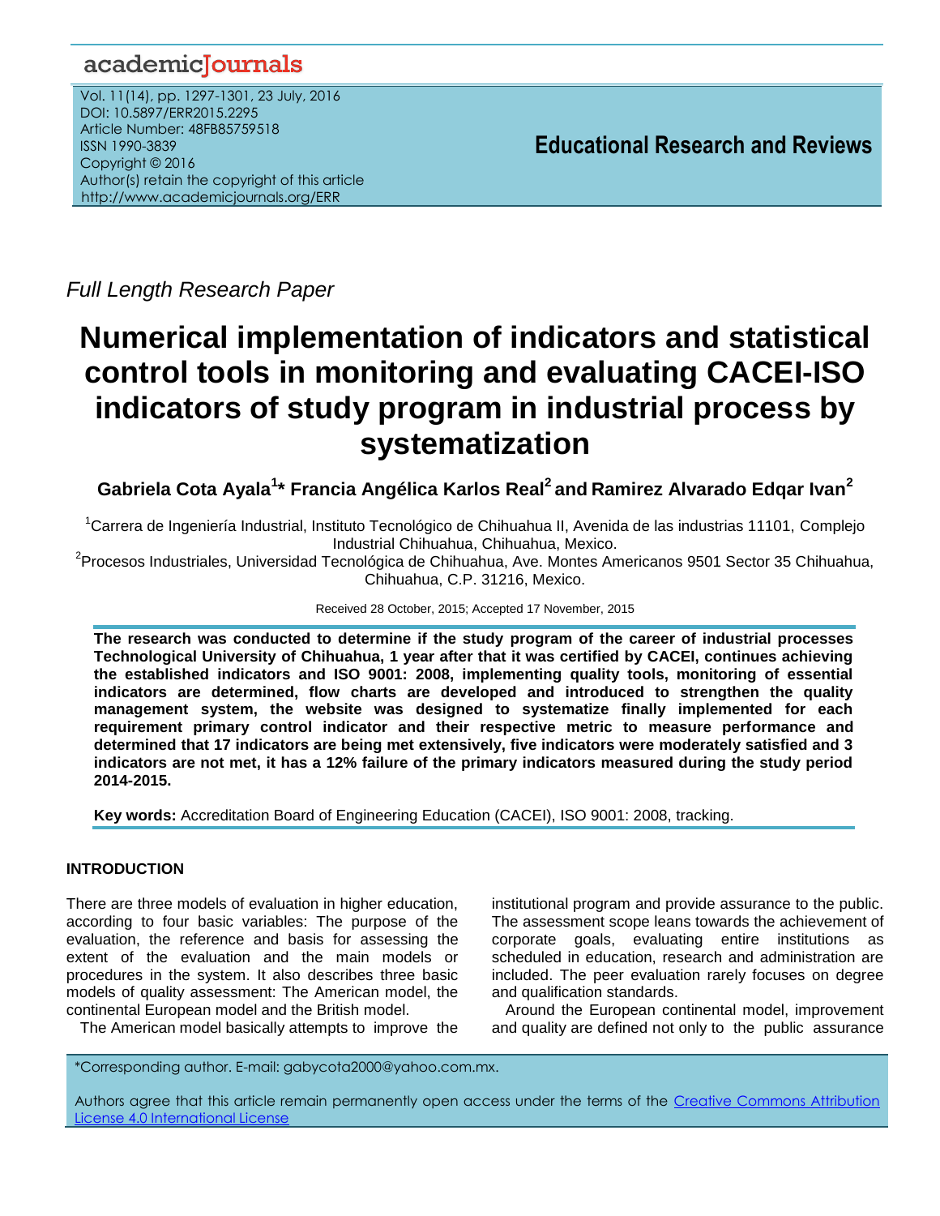Full Length Research Paper

# Numerical implementation of indicators and statistical control tools in monitoring and evaluating CACEI-ISO indicators of study program in industrial process by systematization

**Gabriela Cota Ayala[1]* Francia Angélica Karlos Real[2] and Ramirez Alvarado Edqar Ivan[2]**

[1]Carrera de Ingeniería Industrial, Instituto Tecnológico de Chihuahua II, Avenida de las industrias 11101, Complejo Industrial Chihuahua, Chihuahua, Mexico.

[2]Procesos Industriales, Universidad Tecnológica de Chihuahua, Ave. Montes Americanos 9501 Sector 35 Chihuahua, Chihuahua, C.P. 31216, Mexico.

Received 28 October, 2015; Accepted 17 November, 2015

**The research was conducted to determine if the study program of the career of industrial processes Technological University of Chihuahua, 1 year after that it was certified by CACEI, continues achieving the established indicators and ISO 9001: 2008, implementing quality tools, monitoring of essential indicators are determined, flow charts are developed and introduced to strengthen the quality management system, the website was designed to systematize finally implemented for each requirement primary control indicator and their respective metric to measure performance and determined that 17 indicators are being met extensively, five indicators were moderately satisfied and 3 indicators are not met, it has a 12% failure of the primary indicators measured during the study period 2014-2015.**

**Key words:** Accreditation Board of Engineering Education (CACEI), ISO 9001: 2008, tracking.

## INTRODUCTION

There are three models of evaluation in higher education, according to four basic variables: The purpose of the evaluation, the reference and basis for assessing the extent of the evaluation and the main models or procedures in the system. It also describes three basic models of quality assessment: The American model, the continental European model and the British model.

The American model basically attempts to improve the institutional program and provide assurance to the public. The assessment scope leans towards the achievement of corporate goals, evaluating entire institutions as scheduled in education, research and administration are included. The peer evaluation rarely focuses on degree and qualification standards.

Around the European continental model, improvement and quality are defined not only to the public assurance

*Corresponding author. E-mail: gabycota2000@yahoo.com.mx.

Authors agree that this article remain permanently open access under the terms of the Creative Commons Attribution License 4.0 International License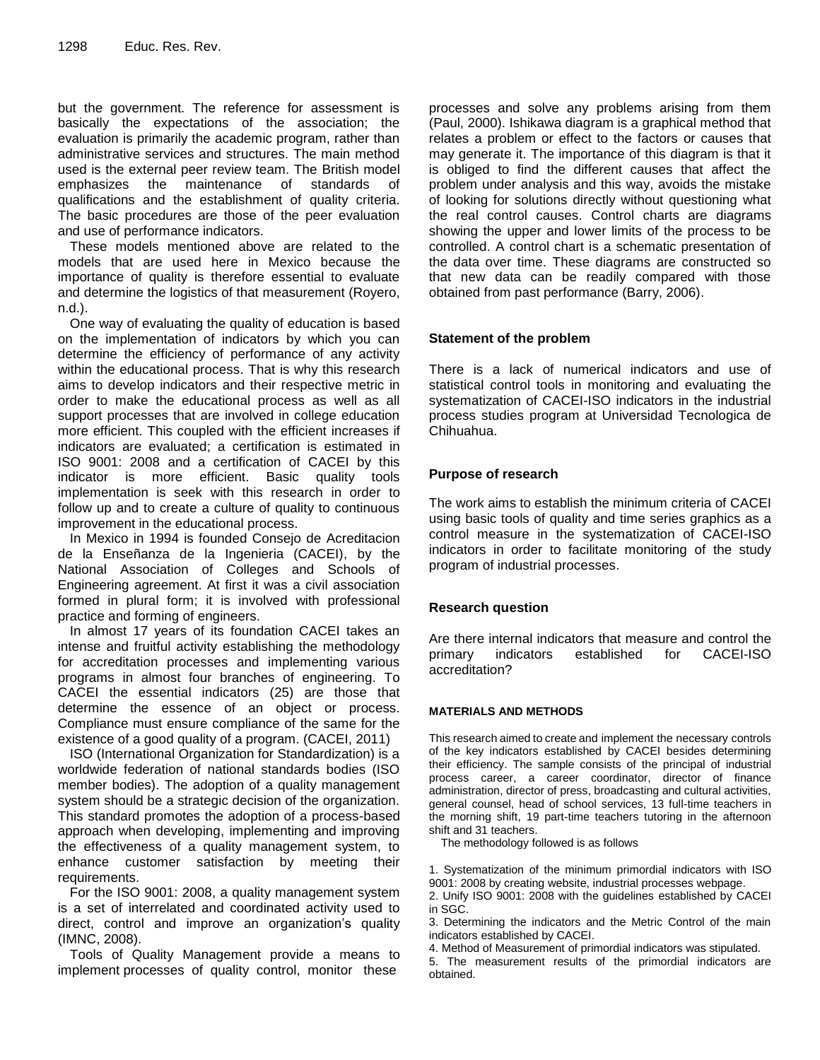but the government. The reference for assessment is basically the expectations of the association; the evaluation is primarily the academic program, rather than administrative services and structures. The main method used is the external peer review team. The British model emphasizes the maintenance of standards of qualifications and the establishment of quality criteria. The basic procedures are those of the peer evaluation and use of performance indicators.

These models mentioned above are related to the models that are used here in Mexico because the importance of quality is therefore essential to evaluate and determine the logistics of that measurement (Royero, n.d.).

One way of evaluating the quality of education is based on the implementation of indicators by which you can determine the efficiency of performance of any activity within the educational process. That is why this research aims to develop indicators and their respective metric in order to make the educational process as well as all support processes that are involved in college education more efficient. This coupled with the efficient increases if indicators are evaluated; a certification is estimated in ISO 9001: 2008 and a certification of CACEI by this indicator is more efficient. Basic quality tools implementation is seek with this research in order to follow up and to create a culture of quality to continuous improvement in the educational process.

In Mexico in 1994 is founded Consejo de Acreditacion de la Enseñanza de la Ingenieria (CACEI), by the National Association of Colleges and Schools of Engineering agreement. At first it was a civil association formed in plural form; it is involved with professional practice and forming of engineers.

In almost 17 years of its foundation CACEI takes an intense and fruitful activity establishing the methodology for accreditation processes and implementing various programs in almost four branches of engineering. To CACEI the essential indicators (25) are those that determine the essence of an object or process. Compliance must ensure compliance of the same for the existence of a good quality of a program. (CACEI, 2011)

ISO (International Organization for Standardization) is a worldwide federation of national standards bodies (ISO member bodies). The adoption of a quality management system should be a strategic decision of the organization. This standard promotes the adoption of a process-based approach when developing, implementing and improving the effectiveness of a quality management system, to enhance customer satisfaction by meeting their requirements.

For the ISO 9001: 2008, a quality management system is a set of interrelated and coordinated activity used to direct, control and improve an organization's quality (IMNC, 2008).

Tools of Quality Management provide a means to implement processes of quality control, monitor these processes and solve any problems arising from them (Paul, 2000). Ishikawa diagram is a graphical method that relates a problem or effect to the factors or causes that may generate it. The importance of this diagram is that it is obliged to find the different causes that affect the problem under analysis and this way, avoids the mistake of looking for solutions directly without questioning what the real control causes. Control charts are diagrams showing the upper and lower limits of the process to be controlled. A control chart is a schematic presentation of the data over time. These diagrams are constructed so that new data can be readily compared with those obtained from past performance (Barry, 2006).

### Statement of the problem

There is a lack of numerical indicators and use of statistical control tools in monitoring and evaluating the systematization of CACEI-ISO indicators in the industrial process studies program at Universidad Tecnologica de Chihuahua.

### Purpose of research

The work aims to establish the minimum criteria of CACEI using basic tools of quality and time series graphics as a control measure in the systematization of CACEI-ISO indicators in order to facilitate monitoring of the study program of industrial processes.

### Research question

Are there internal indicators that measure and control the primary indicators established for CACEI-ISO accreditation?

## MATERIALS AND METHODS

This research aimed to create and implement the necessary controls of the key indicators established by CACEI besides determining their efficiency. The sample consists of the principal of industrial process career, a career coordinator, director of finance administration, director of press, broadcasting and cultural activities, general counsel, head of school services, 13 full-time teachers in the morning shift, 19 part-time teachers tutoring in the afternoon shift and 31 teachers.

The methodology followed is as follows

1. Systematization of the minimum primordial indicators with ISO 9001: 2008 by creating website, industrial processes webpage.
2. Unify ISO 9001: 2008 with the guidelines established by CACEI in SGC.
3. Determining the indicators and the Metric Control of the main indicators established by CACEI.
4. Method of Measurement of primordial indicators was stipulated.
5. The measurement results of the primordial indicators are obtained.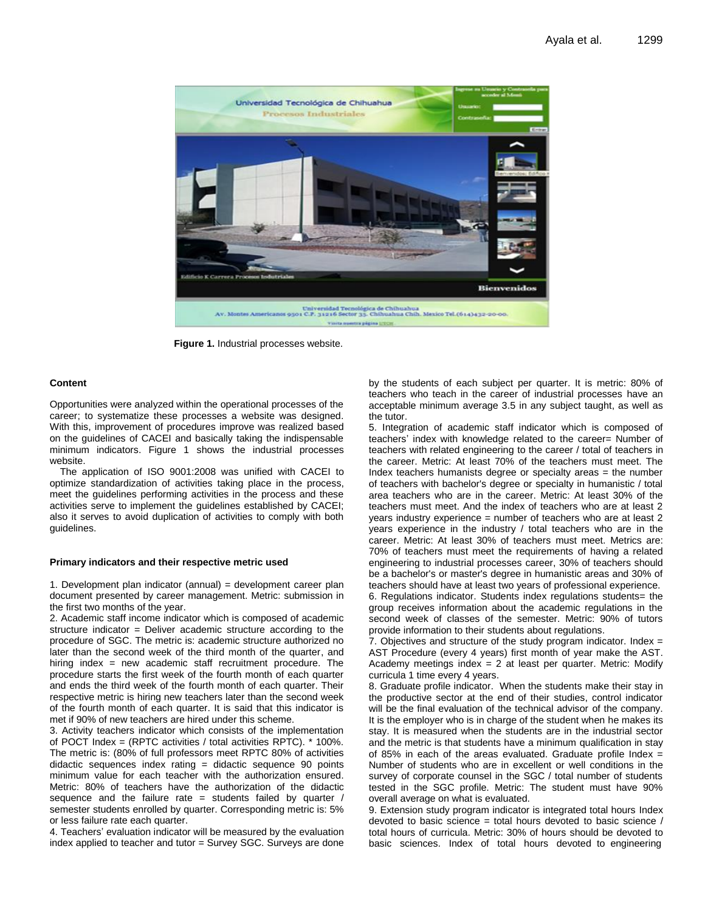Figure 1. Industrial processes website.

#### Content

Opportunities were analyzed within the operational processes of the career; to systematize these processes a website was designed. With this, improvement of procedures improve was realized based on the guidelines of CACEI and basically taking the indispensable minimum indicators. Figure 1 shows the industrial processes website.

The application of ISO 9001:2008 was unified with CACEI to optimize standardization of activities taking place in the process, meet the guidelines performing activities in the process and these activities serve to implement the guidelines established by CACEI; also it serves to avoid duplication of activities to comply with both guidelines.

#### Primary indicators and their respective metric used

1. Development plan indicator (annual) = development career plan document presented by career management. Metric: submission in the first two months of the year.

2. Academic staff income indicator which is composed of academic structure indicator = Deliver academic structure according to the procedure of SGC. The metric is: academic structure authorized no later than the second week of the third month of the quarter, and hiring index = new academic staff recruitment procedure. The procedure starts the first week of the fourth month of each quarter and ends the third week of the fourth month of each quarter. Their respective metric is hiring new teachers later than the second week of the fourth month of each quarter. It is said that this indicator is met if 90% of new teachers are hired under this scheme.

3. Activity teachers indicator which consists of the implementation of POCT Index = (RPTC activities / total activities RPTC). * 100%. The metric is: (80% of full professors meet RPTC 80% of activities didactic sequences index rating = didactic sequence 90 points minimum value for each teacher with the authorization ensured. Metric: 80% of teachers have the authorization of the didactic sequence and the failure rate = students failed by quarter / semester students enrolled by quarter. Corresponding metric is: 5% or less failure rate each quarter.

4. Teachers' evaluation indicator will be measured by the evaluation index applied to teacher and tutor = Survey SGC. Surveys are done by the students of each subject per quarter. It is metric: 80% of teachers who teach in the career of industrial processes have an acceptable minimum average 3.5 in any subject taught, as well as the tutor.

5. Integration of academic staff indicator which is composed of teachers' index with knowledge related to the career= Number of teachers with related engineering to the career / total of teachers in the career. Metric: At least 70% of the teachers must meet. The Index teachers humanists degree or specialty areas = the number of teachers with bachelor's degree or specialty in humanistic / total area teachers who are in the career. Metric: At least 30% of the teachers must meet. And the index of teachers who are at least 2 years industry experience = number of teachers who are at least 2 years experience in the industry / total teachers who are in the career. Metric: At least 30% of teachers must meet. Metrics are: 70% of teachers must meet the requirements of having a related engineering to industrial processes career, 30% of teachers should be a bachelor's or master's degree in humanistic areas and 30% of teachers should have at least two years of professional experience.

6. Regulations indicator. Students index regulations students= the group receives information about the academic regulations in the second week of classes of the semester. Metric: 90% of tutors provide information to their students about regulations.

7. Objectives and structure of the study program indicator. Index = AST Procedure (every 4 years) first month of year make the AST. Academy meetings index = 2 at least per quarter. Metric: Modify curricula 1 time every 4 years.

8. Graduate profile indicator. When the students make their stay in the productive sector at the end of their studies, control indicator will be the final evaluation of the technical advisor of the company. It is the employer who is in charge of the student when he makes its stay. It is measured when the students are in the industrial sector and the metric is that students have a minimum qualification in stay of 85% in each of the areas evaluated. Graduate profile Index = Number of students who are in excellent or well conditions in the survey of corporate counsel in the SGC / total number of students tested in the SGC profile. Metric: The student must have 90% overall average on what is evaluated.

9. Extension study program indicator is integrated total hours Index devoted to basic science = total hours devoted to basic science / total hours of curricula. Metric: 30% of hours should be devoted to basic sciences. Index of total hours devoted to engineering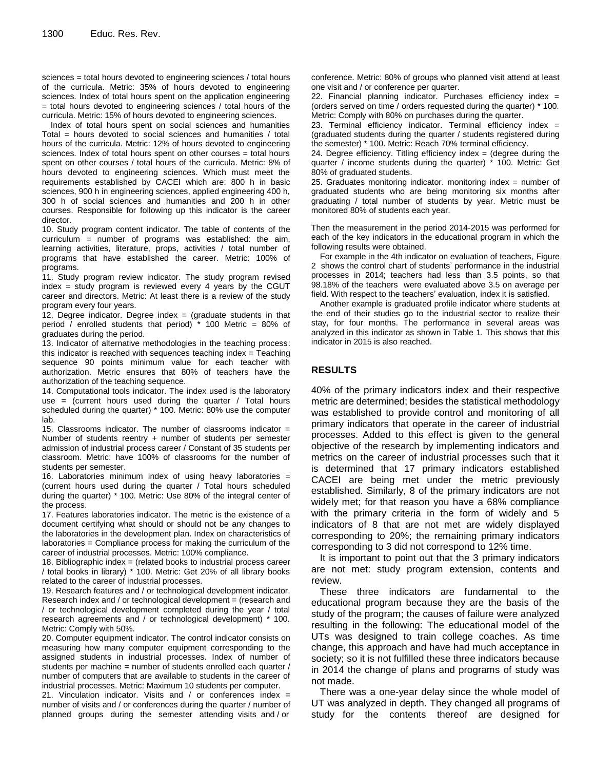sciences = total hours devoted to engineering sciences / total hours of the curricula. Metric: 35% of hours devoted to engineering sciences. Index of total hours spent on the application engineering = total hours devoted to engineering sciences / total hours of the curricula. Metric: 15% of hours devoted to engineering sciences.

Index of total hours spent on social sciences and humanities Total = hours devoted to social sciences and humanities / total hours of the curricula. Metric: 12% of hours devoted to engineering sciences. Index of total hours spent on other courses = total hours spent on other courses / total hours of the curricula. Metric: 8% of hours devoted to engineering sciences. Which must meet the requirements established by CACEI which are: 800 h in basic sciences, 900 h in engineering sciences, applied engineering 400 h, 300 h of social sciences and humanities and 200 h in other courses. Responsible for following up this indicator is the career director.

10. Study program content indicator. The table of contents of the curriculum = number of programs was established: the aim, learning activities, literature, props, activities / total number of programs that have established the career. Metric: 100% of programs.

11. Study program review indicator. The study program revised index = study program is reviewed every 4 years by the CGUT career and directors. Metric: At least there is a review of the study program every four years.

12. Degree indicator. Degree index = (graduate students in that period / enrolled students that period) * 100 Metric = 80% of graduates during the period.

13. Indicator of alternative methodologies in the teaching process: this indicator is reached with sequences teaching index = Teaching sequence 90 points minimum value for each teacher with authorization. Metric ensures that 80% of teachers have the authorization of the teaching sequence.

14. Computational tools indicator. The index used is the laboratory use = (current hours used during the quarter / Total hours scheduled during the quarter) * 100. Metric: 80% use the computer lab.

15. Classrooms indicator. The number of classrooms indicator = Number of students reentry + number of students per semester admission of industrial process career / Constant of 35 students per classroom. Metric: have 100% of classrooms for the number of students per semester.

16. Laboratories minimum index of using heavy laboratories = (current hours used during the quarter / Total hours scheduled during the quarter) * 100. Metric: Use 80% of the integral center of the process.

17. Features laboratories indicator. The metric is the existence of a document certifying what should or should not be any changes to the laboratories in the development plan. Index on characteristics of laboratories = Compliance process for making the curriculum of the career of industrial processes. Metric: 100% compliance.

18. Bibliographic index = (related books to industrial process career / total books in library) * 100. Metric: Get 20% of all library books related to the career of industrial processes.

19. Research features and / or technological development indicator. Research index and / or technological development = (research and / or technological development completed during the year / total research agreements and / or technological development) * 100. Metric: Comply with 50%.

20. Computer equipment indicator. The control indicator consists on measuring how many computer equipment corresponding to the assigned students in industrial processes. Index of number of students per machine = number of students enrolled each quarter / number of computers that are available to students in the career of industrial processes. Metric: Maximum 10 students per computer.

21. Vinculation indicator. Visits and / or conferences index = number of visits and / or conferences during the quarter / number of planned groups during the semester attending visits and / or conference. Metric: 80% of groups who planned visit attend at least one visit and / or conference per quarter.

22. Financial planning indicator. Purchases efficiency index = (orders served on time / orders requested during the quarter) * 100. Metric: Comply with 80% on purchases during the quarter.

23. Terminal efficiency indicator. Terminal efficiency index = (graduated students during the quarter / students registered during the semester) * 100. Metric: Reach 70% terminal efficiency.

24. Degree efficiency. Titling efficiency index = (degree during the quarter / income students during the quarter) * 100. Metric: Get 80% of graduated students.

25. Graduates monitoring indicator. monitoring index = number of graduated students who are being monitoring six months after graduating / total number of students by year. Metric must be monitored 80% of students each year.

Then the measurement in the period 2014-2015 was performed for each of the key indicators in the educational program in which the following results were obtained.

For example in the 4th indicator on evaluation of teachers, Figure 2 shows the control chart of students' performance in the industrial processes in 2014; teachers had less than 3.5 points, so that 98.18% of the teachers were evaluated above 3.5 on average per field. With respect to the teachers' evaluation, index it is satisfied.

Another example is graduated profile indicator where students at the end of their studies go to the industrial sector to realize their stay, for four months. The performance in several areas was analyzed in this indicator as shown in Table 1. This shows that this indicator in 2015 is also reached.

## RESULTS

40% of the primary indicators index and their respective metric are determined; besides the statistical methodology was established to provide control and monitoring of all primary indicators that operate in the career of industrial processes. Added to this effect is given to the general objective of the research by implementing indicators and metrics on the career of industrial processes such that it is determined that 17 primary indicators established CACEI are being met under the metric previously established. Similarly, 8 of the primary indicators are not widely met; for that reason you have a 68% compliance with the primary criteria in the form of widely and 5 indicators of 8 that are not met are widely displayed corresponding to 20%; the remaining primary indicators corresponding to 3 did not correspond to 12% time.

It is important to point out that the 3 primary indicators are not met: study program extension, contents and review.

These three indicators are fundamental to the educational program because they are the basis of the study of the program; the causes of failure were analyzed resulting in the following: The educational model of the UTs was designed to train college coaches. As time change, this approach and have had much acceptance in society; so it is not fulfilled these three indicators because in 2014 the change of plans and programs of study was not made.

There was a one-year delay since the whole model of UT was analyzed in depth. They changed all programs of study for the contents thereof are designed for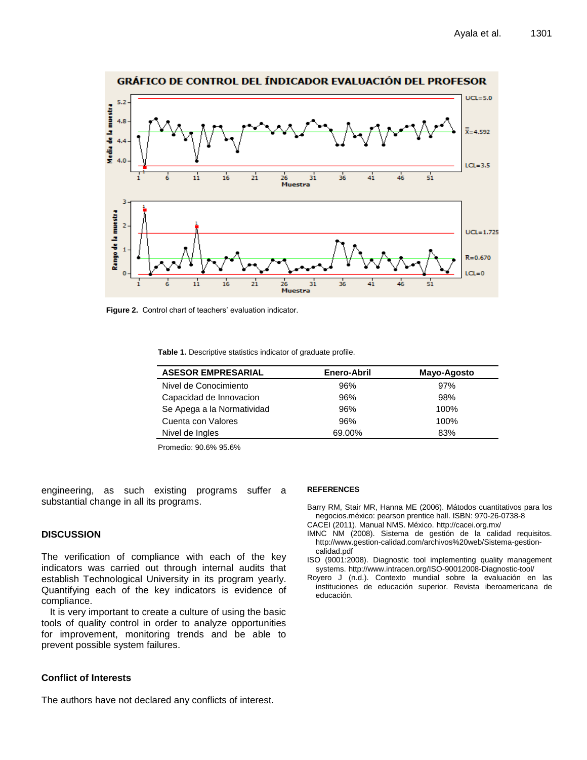GRÁFICO DE CONTROL DEL ÍNDICADOR EVALUACIÓN DEL PROFESOR

Media de la muestra

5.2
4.8
4.4
4.0

UCL=5.0
X̿=4.592
LCL=3.5

1 6 11 16 21 26 31 36 41 46 51
Muestra

Rango de la muestra

3
2
1
0

UCL=1.725
R̄=0.670
LCL=0

1 6 11 16 21 26 31 36 41 46 51
Muestra

**Figure 2.** Control chart of teachers' evaluation indicator.

**Table 1.** Descriptive statistics indicator of graduate profile.

| ASESOR EMPRESARIAL | Enero-Abril | Mayo-Agosto |
|---|---|---|
| Nivel de Conocimiento | 96% | 97% |
| Capacidad de Innovacion | 96% | 98% |
| Se Apega a la Normatividad | 96% | 100% |
| Cuenta con Valores | 96% | 100% |
| Nivel de Ingles | 69.00% | 83% |

Promedio: 90.6% 95.6%

engineering, as such existing programs suffer a substantial change in all its programs.

## DISCUSSION

The verification of compliance with each of the key indicators was carried out through internal audits that establish Technological University in its program yearly. Quantifying each of the key indicators is evidence of compliance.

It is very important to create a culture of using the basic tools of quality control in order to analyze opportunities for improvement, monitoring trends and be able to prevent possible system failures.

### Conflict of Interests

The authors have not declared any conflicts of interest.

## REFERENCES

Barry RM, Stair MR, Hanna ME (2006). Mátodos cuantitativos para los negocios.méxico: pearson prentice hall. ISBN: 970-26-0738-8

CACEI (2011). Manual NMS. México. http://cacei.org.mx/

IMNC NM (2008). Sistema de gestión de la calidad requisitos. http://www.gestion-calidad.com/archivos%20web/Sistema-gestion-calidad.pdf

ISO (9001:2008). Diagnostic tool implementing quality management systems. http://www.intracen.org/ISO-90012008-Diagnostic-tool/

Royero J (n.d.). Contexto mundial sobre la evaluación en las instituciones de educación superior. Revista iberoamericana de educación.